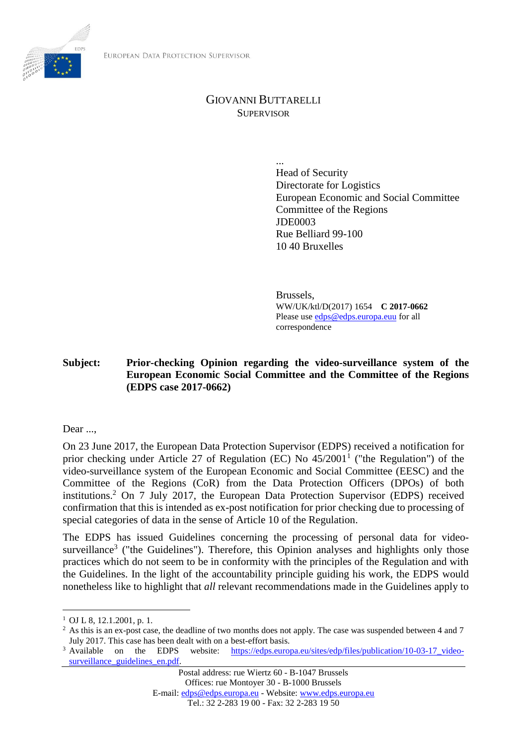EUROPEAN DATA PROTECTION SUPERVISOR

GIOVANNI BUTTARELLI
SUPERVISOR

...
Head of Security
Directorate for Logistics
European Economic and Social Committee
Committee of the Regions
JDE0003
Rue Belliard 99-100
10 40 Bruxelles

Brussels,
WW/UK/ktl/D(2017) 1654 **C 2017-0662**
Please use edps@edps.europa.eu for all correspondence

**Subject: Prior-checking Opinion regarding the video-surveillance system of the European Economic Social Committee and the Committee of the Regions (EDPS case 2017-0662)**

Dear ...,

On 23 June 2017, the European Data Protection Supervisor (EDPS) received a notification for prior checking under Article 27 of Regulation (EC) No 45/2001[1] ("the Regulation") of the video-surveillance system of the European Economic and Social Committee (EESC) and the Committee of the Regions (CoR) from the Data Protection Officers (DPOs) of both institutions.[2] On 7 July 2017, the European Data Protection Supervisor (EDPS) received confirmation that this is intended as ex-post notification for prior checking due to processing of special categories of data in the sense of Article 10 of the Regulation.

The EDPS has issued Guidelines concerning the processing of personal data for video-surveillance[3] ("the Guidelines"). Therefore, this Opinion analyses and highlights only those practices which do not seem to be in conformity with the principles of the Regulation and with the Guidelines. In the light of the accountability principle guiding his work, the EDPS would nonetheless like to highlight that *all* relevant recommendations made in the Guidelines apply to

---

[1] OJ L 8, 12.1.2001, p. 1.

[2] As this is an ex-post case, the deadline of two months does not apply. The case was suspended between 4 and 7 July 2017. This case has been dealt with on a best-effort basis.

[3] Available on the EDPS website: https://edps.europa.eu/sites/edp/files/publication/10-03-17_video-surveillance_guidelines_en.pdf.

Postal address: rue Wiertz 60 - B-1047 Brussels
Offices: rue Montoyer 30 - B-1000 Brussels
E-mail: edps@edps.europa.eu - Website: www.edps.europa.eu
Tel.: 32 2-283 19 00 - Fax: 32 2-283 19 50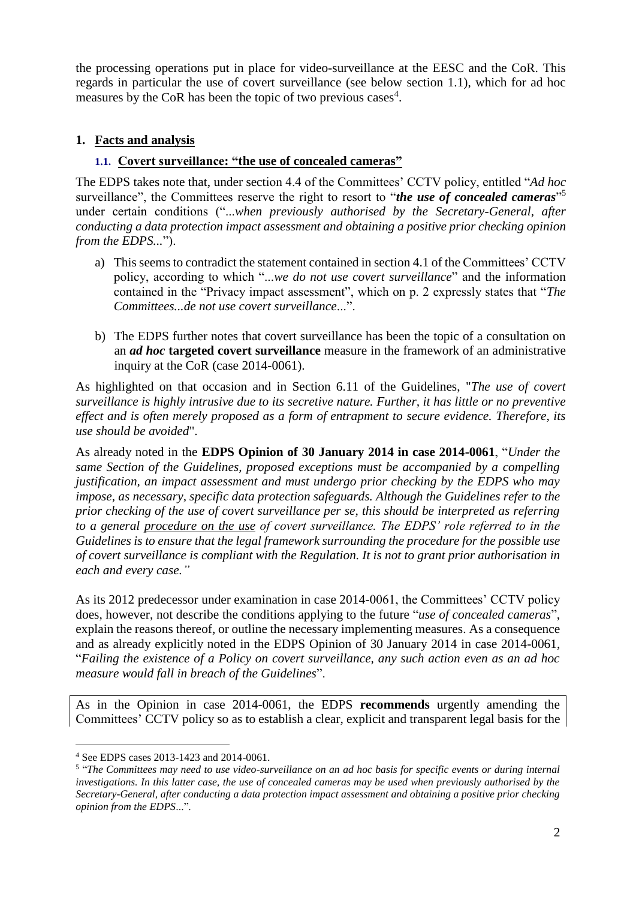the processing operations put in place for video-surveillance at the EESC and the CoR. This regards in particular the use of covert surveillance (see below section 1.1), which for ad hoc measures by the CoR has been the topic of two previous cases[4].

## 1. Facts and analysis

### 1.1. Covert surveillance: "the use of concealed cameras"

The EDPS takes note that, under section 4.4 of the Committees' CCTV policy, entitled "*Ad hoc* surveillance", the Committees reserve the right to resort to "***the use of concealed cameras***"[5] under certain conditions ("*...when previously authorised by the Secretary-General, after conducting a data protection impact assessment and obtaining a positive prior checking opinion from the EDPS...*").

a) This seems to contradict the statement contained in section 4.1 of the Committees' CCTV policy, according to which "*...we do not use covert surveillance*" and the information contained in the "Privacy impact assessment", which on p. 2 expressly states that "*The Committees...de not use covert surveillance...*".

b) The EDPS further notes that covert surveillance has been the topic of a consultation on an ***ad hoc*** **targeted covert surveillance** measure in the framework of an administrative inquiry at the CoR (case 2014-0061).

As highlighted on that occasion and in Section 6.11 of the Guidelines, "*The use of covert surveillance is highly intrusive due to its secretive nature. Further, it has little or no preventive effect and is often merely proposed as a form of entrapment to secure evidence. Therefore, its use should be avoided*".

As already noted in the **EDPS Opinion of 30 January 2014 in case 2014-0061**, "*Under the same Section of the Guidelines, proposed exceptions must be accompanied by a compelling justification, an impact assessment and must undergo prior checking by the EDPS who may impose, as necessary, specific data protection safeguards. Although the Guidelines refer to the prior checking of the use of covert surveillance per se, this should be interpreted as referring to a general procedure on the use of covert surveillance. The EDPS' role referred to in the Guidelines is to ensure that the legal framework surrounding the procedure for the possible use of covert surveillance is compliant with the Regulation. It is not to grant prior authorisation in each and every case.*"

As its 2012 predecessor under examination in case 2014-0061, the Committees' CCTV policy does, however, not describe the conditions applying to the future "*use of concealed cameras*", explain the reasons thereof, or outline the necessary implementing measures. As a consequence and as already explicitly noted in the EDPS Opinion of 30 January 2014 in case 2014-0061, "*Failing the existence of a Policy on covert surveillance, any such action even as an ad hoc measure would fall in breach of the Guidelines*".

As in the Opinion in case 2014-0061, the EDPS **recommends** urgently amending the Committees' CCTV policy so as to establish a clear, explicit and transparent legal basis for the

[4] See EDPS cases 2013-1423 and 2014-0061.

[5] "*The Committees may need to use video-surveillance on an ad hoc basis for specific events or during internal investigations. In this latter case, the use of concealed cameras may be used when previously authorised by the Secretary-General, after conducting a data protection impact assessment and obtaining a positive prior checking opinion from the EDPS...*".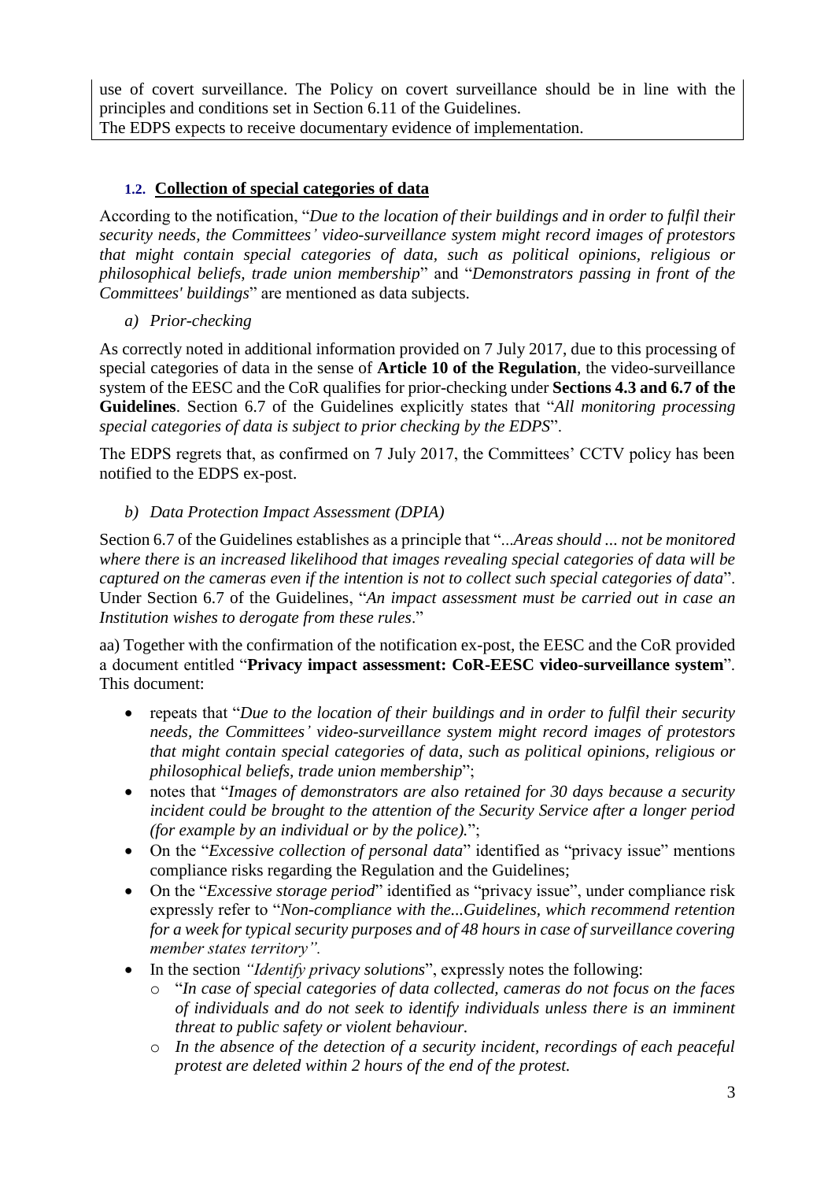use of covert surveillance. The Policy on covert surveillance should be in line with the principles and conditions set in Section 6.11 of the Guidelines.
The EDPS expects to receive documentary evidence of implementation.

### 1.2. Collection of special categories of data

According to the notification, "*Due to the location of their buildings and in order to fulfil their security needs, the Committees' video-surveillance system might record images of protestors that might contain special categories of data, such as political opinions, religious or philosophical beliefs, trade union membership*" and "*Demonstrators passing in front of the Committees' buildings*" are mentioned as data subjects.

*a) Prior-checking*

As correctly noted in additional information provided on 7 July 2017, due to this processing of special categories of data in the sense of **Article 10 of the Regulation**, the video-surveillance system of the EESC and the CoR qualifies for prior-checking under **Sections 4.3 and 6.7 of the Guidelines**. Section 6.7 of the Guidelines explicitly states that "*All monitoring processing special categories of data is subject to prior checking by the EDPS*".

The EDPS regrets that, as confirmed on 7 July 2017, the Committees' CCTV policy has been notified to the EDPS ex-post.

*b) Data Protection Impact Assessment (DPIA)*

Section 6.7 of the Guidelines establishes as a principle that "*...Areas should ... not be monitored where there is an increased likelihood that images revealing special categories of data will be captured on the cameras even if the intention is not to collect such special categories of data*". Under Section 6.7 of the Guidelines, "*An impact assessment must be carried out in case an Institution wishes to derogate from these rules*."

aa) Together with the confirmation of the notification ex-post, the EESC and the CoR provided a document entitled "**Privacy impact assessment: CoR-EESC video-surveillance system**". This document:

- repeats that "*Due to the location of their buildings and in order to fulfil their security needs, the Committees' video-surveillance system might record images of protestors that might contain special categories of data, such as political opinions, religious or philosophical beliefs, trade union membership*";
- notes that "*Images of demonstrators are also retained for 30 days because a security incident could be brought to the attention of the Security Service after a longer period (for example by an individual or by the police).*";
- On the "*Excessive collection of personal data*" identified as "privacy issue" mentions compliance risks regarding the Regulation and the Guidelines;
- On the "*Excessive storage period*" identified as "privacy issue", under compliance risk expressly refer to "*Non-compliance with the...Guidelines, which recommend retention for a week for typical security purposes and of 48 hours in case of surveillance covering member states territory".*
- In the section *"Identify privacy solutions*", expressly notes the following:
  - "*In case of special categories of data collected, cameras do not focus on the faces of individuals and do not seek to identify individuals unless there is an imminent threat to public safety or violent behaviour.*
  - *In the absence of the detection of a security incident, recordings of each peaceful protest are deleted within 2 hours of the end of the protest.*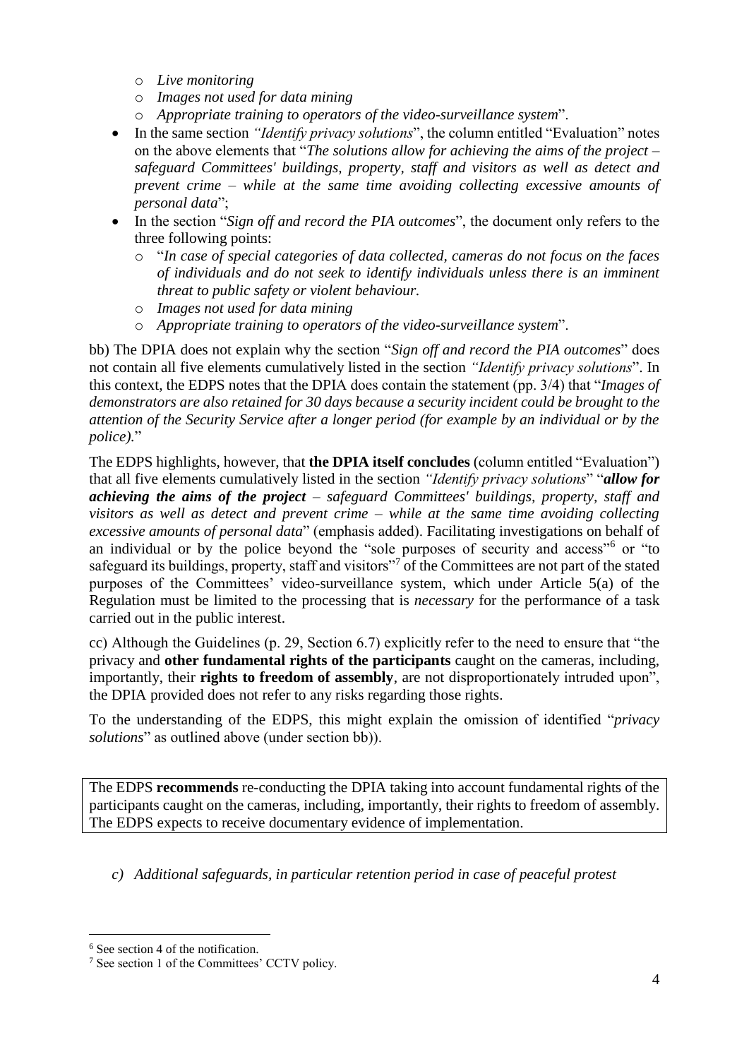- *Live monitoring*
    - *Images not used for data mining*
    - *Appropriate training to operators of the video-surveillance system*".
- In the same section *"Identify privacy solutions*", the column entitled "Evaluation" notes on the above elements that "*The solutions allow for achieving the aims of the project – safeguard Committees' buildings, property, staff and visitors as well as detect and prevent crime – while at the same time avoiding collecting excessive amounts of personal data*";
- In the section "*Sign off and record the PIA outcomes*", the document only refers to the three following points:
    - "*In case of special categories of data collected, cameras do not focus on the faces of individuals and do not seek to identify individuals unless there is an imminent threat to public safety or violent behaviour.*
    - *Images not used for data mining*
    - *Appropriate training to operators of the video-surveillance system*".

bb) The DPIA does not explain why the section "*Sign off and record the PIA outcomes*" does not contain all five elements cumulatively listed in the section *"Identify privacy solutions*". In this context, the EDPS notes that the DPIA does contain the statement (pp. 3/4) that "*Images of demonstrators are also retained for 30 days because a security incident could be brought to the attention of the Security Service after a longer period (for example by an individual or by the police).*"

The EDPS highlights, however, that **the DPIA itself concludes** (column entitled "Evaluation") that all five elements cumulatively listed in the section *"Identify privacy solutions*" "***allow for achieving the aims of the project*** *– safeguard Committees' buildings, property, staff and visitors as well as detect and prevent crime – while at the same time avoiding collecting excessive amounts of personal data*" (emphasis added). Facilitating investigations on behalf of an individual or by the police beyond the "sole purposes of security and access"[6] or "to safeguard its buildings, property, staff and visitors"[7] of the Committees are not part of the stated purposes of the Committees' video-surveillance system, which under Article 5(a) of the Regulation must be limited to the processing that is *necessary* for the performance of a task carried out in the public interest.

cc) Although the Guidelines (p. 29, Section 6.7) explicitly refer to the need to ensure that "the privacy and **other fundamental rights of the participants** caught on the cameras, including, importantly, their **rights to freedom of assembly**, are not disproportionately intruded upon", the DPIA provided does not refer to any risks regarding those rights.

To the understanding of the EDPS, this might explain the omission of identified "*privacy solutions*" as outlined above (under section bb)).

The EDPS **recommends** re-conducting the DPIA taking into account fundamental rights of the participants caught on the cameras, including, importantly, their rights to freedom of assembly. The EDPS expects to receive documentary evidence of implementation.

*c) Additional safeguards, in particular retention period in case of peaceful protest*

---

[6] See section 4 of the notification.

[7] See section 1 of the Committees' CCTV policy.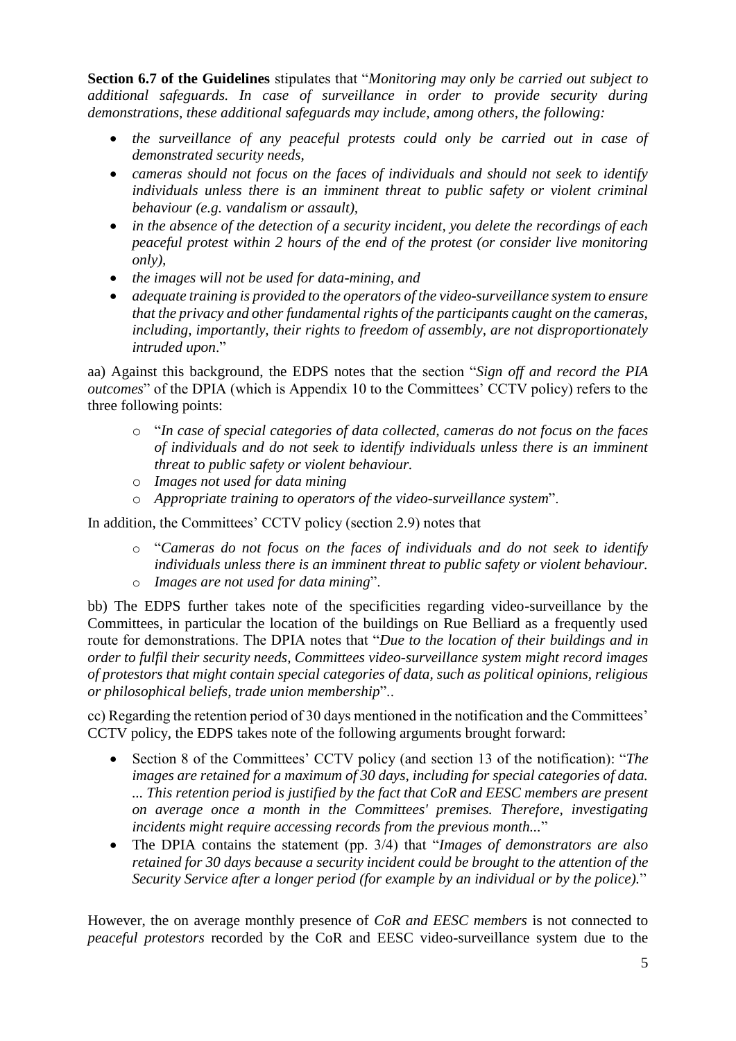**Section 6.7 of the Guidelines** stipulates that "*Monitoring may only be carried out subject to additional safeguards. In case of surveillance in order to provide security during demonstrations, these additional safeguards may include, among others, the following:*

- *the surveillance of any peaceful protests could only be carried out in case of demonstrated security needs,*
- *cameras should not focus on the faces of individuals and should not seek to identify individuals unless there is an imminent threat to public safety or violent criminal behaviour (e.g. vandalism or assault),*
- *in the absence of the detection of a security incident, you delete the recordings of each peaceful protest within 2 hours of the end of the protest (or consider live monitoring only),*
- *the images will not be used for data-mining, and*
- *adequate training is provided to the operators of the video-surveillance system to ensure that the privacy and other fundamental rights of the participants caught on the cameras, including, importantly, their rights to freedom of assembly, are not disproportionately intruded upon*."

aa) Against this background, the EDPS notes that the section "*Sign off and record the PIA outcomes*" of the DPIA (which is Appendix 10 to the Committees' CCTV policy) refers to the three following points:

- "*In case of special categories of data collected, cameras do not focus on the faces of individuals and do not seek to identify individuals unless there is an imminent threat to public safety or violent behaviour.*
- *Images not used for data mining*
- *Appropriate training to operators of the video-surveillance system*".

In addition, the Committees' CCTV policy (section 2.9) notes that

- "*Cameras do not focus on the faces of individuals and do not seek to identify individuals unless there is an imminent threat to public safety or violent behaviour.*
- *Images are not used for data mining*".

bb) The EDPS further takes note of the specificities regarding video-surveillance by the Committees, in particular the location of the buildings on Rue Belliard as a frequently used route for demonstrations. The DPIA notes that "*Due to the location of their buildings and in order to fulfil their security needs, Committees video-surveillance system might record images of protestors that might contain special categories of data, such as political opinions, religious or philosophical beliefs, trade union membership*"..

cc) Regarding the retention period of 30 days mentioned in the notification and the Committees' CCTV policy, the EDPS takes note of the following arguments brought forward:

- Section 8 of the Committees' CCTV policy (and section 13 of the notification): "*The images are retained for a maximum of 30 days, including for special categories of data. ... This retention period is justified by the fact that CoR and EESC members are present on average once a month in the Committees' premises. Therefore, investigating incidents might require accessing records from the previous month...*"
- The DPIA contains the statement (pp. 3/4) that "*Images of demonstrators are also retained for 30 days because a security incident could be brought to the attention of the Security Service after a longer period (for example by an individual or by the police).*"

However, the on average monthly presence of *CoR and EESC members* is not connected to *peaceful protestors* recorded by the CoR and EESC video-surveillance system due to the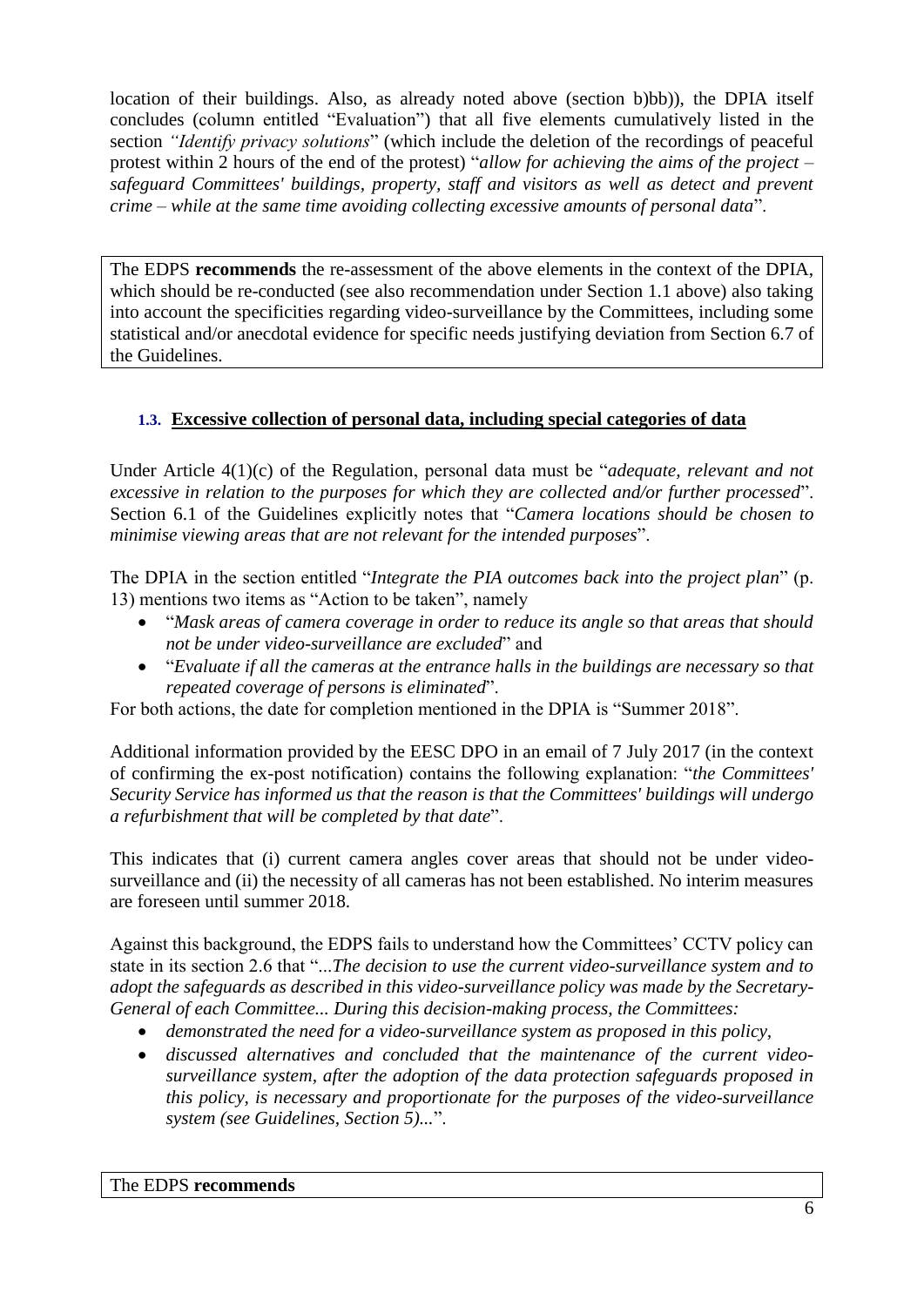location of their buildings. Also, as already noted above (section b)bb)), the DPIA itself concludes (column entitled "Evaluation") that all five elements cumulatively listed in the section *"Identify privacy solutions"* (which include the deletion of the recordings of peaceful protest within 2 hours of the end of the protest) "*allow for achieving the aims of the project – safeguard Committees' buildings, property, staff and visitors as well as detect and prevent crime – while at the same time avoiding collecting excessive amounts of personal data*".

> The EDPS **recommends** the re-assessment of the above elements in the context of the DPIA, which should be re-conducted (see also recommendation under Section 1.1 above) also taking into account the specificities regarding video-surveillance by the Committees, including some statistical and/or anecdotal evidence for specific needs justifying deviation from Section 6.7 of the Guidelines.

### 1.3. Excessive collection of personal data, including special categories of data

Under Article 4(1)(c) of the Regulation, personal data must be "*adequate, relevant and not excessive in relation to the purposes for which they are collected and/or further processed*". Section 6.1 of the Guidelines explicitly notes that "*Camera locations should be chosen to minimise viewing areas that are not relevant for the intended purposes*".

The DPIA in the section entitled "*Integrate the PIA outcomes back into the project plan*" (p. 13) mentions two items as "Action to be taken", namely

- "*Mask areas of camera coverage in order to reduce its angle so that areas that should not be under video-surveillance are excluded*" and
- "*Evaluate if all the cameras at the entrance halls in the buildings are necessary so that repeated coverage of persons is eliminated*".

For both actions, the date for completion mentioned in the DPIA is "Summer 2018".

Additional information provided by the EESC DPO in an email of 7 July 2017 (in the context of confirming the ex-post notification) contains the following explanation: "*the Committees' Security Service has informed us that the reason is that the Committees' buildings will undergo a refurbishment that will be completed by that date*".

This indicates that (i) current camera angles cover areas that should not be under video-surveillance and (ii) the necessity of all cameras has not been established. No interim measures are foreseen until summer 2018.

Against this background, the EDPS fails to understand how the Committees' CCTV policy can state in its section 2.6 that "*...The decision to use the current video-surveillance system and to adopt the safeguards as described in this video-surveillance policy was made by the Secretary-General of each Committee... During this decision-making process, the Committees:*

- *demonstrated the need for a video-surveillance system as proposed in this policy,*
- *discussed alternatives and concluded that the maintenance of the current video-surveillance system, after the adoption of the data protection safeguards proposed in this policy, is necessary and proportionate for the purposes of the video-surveillance system (see Guidelines, Section 5)...*".

> The EDPS **recommends**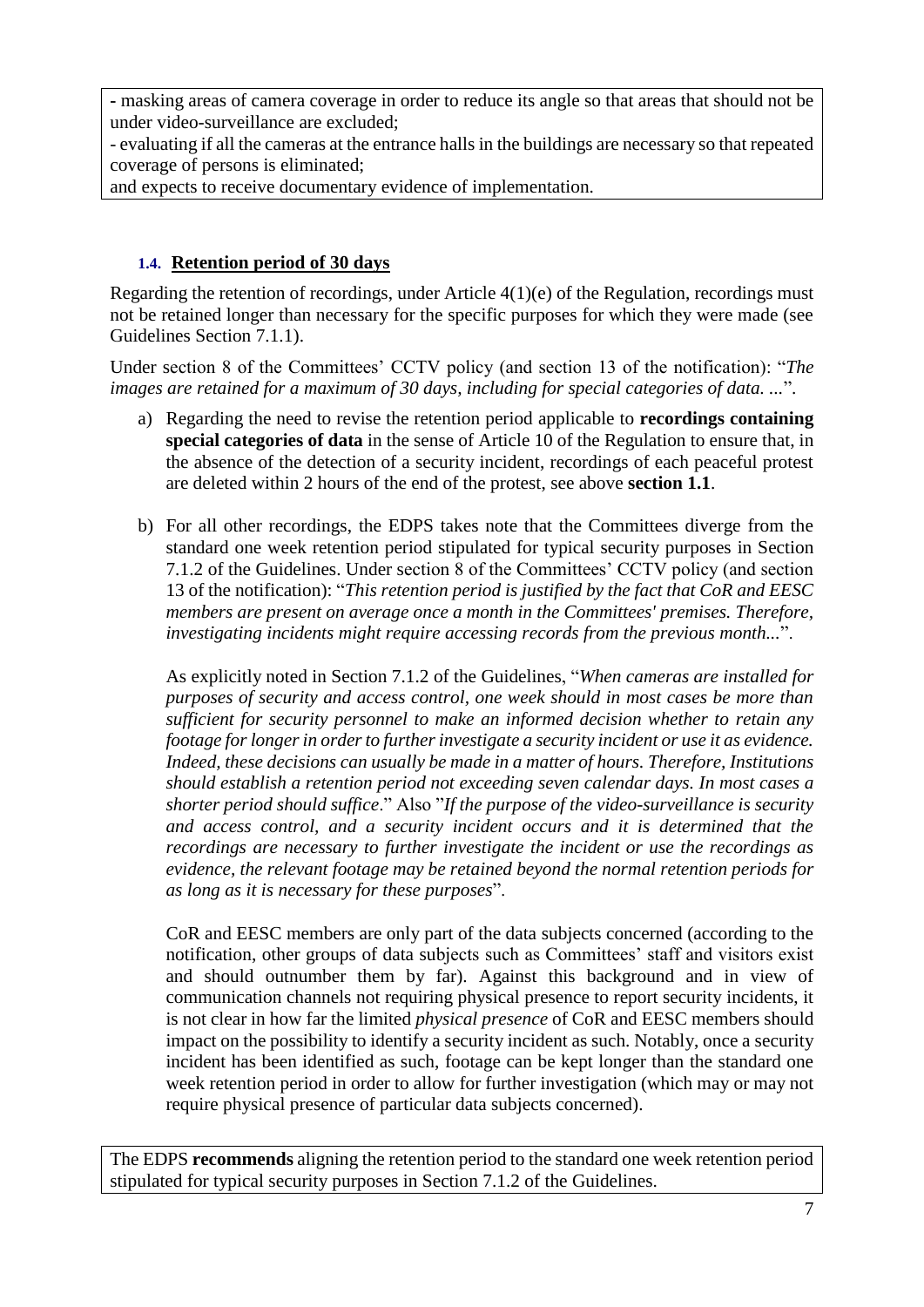- masking areas of camera coverage in order to reduce its angle so that areas that should not be under video-surveillance are excluded;
- evaluating if all the cameras at the entrance halls in the buildings are necessary so that repeated coverage of persons is eliminated;

and expects to receive documentary evidence of implementation.

### 1.4. Retention period of 30 days

Regarding the retention of recordings, under Article 4(1)(e) of the Regulation, recordings must not be retained longer than necessary for the specific purposes for which they were made (see Guidelines Section 7.1.1).

Under section 8 of the Committees' CCTV policy (and section 13 of the notification): "*The images are retained for a maximum of 30 days, including for special categories of data. ...*".

a) Regarding the need to revise the retention period applicable to **recordings containing special categories of data** in the sense of Article 10 of the Regulation to ensure that, in the absence of the detection of a security incident, recordings of each peaceful protest are deleted within 2 hours of the end of the protest, see above **section 1.1**.

b) For all other recordings, the EDPS takes note that the Committees diverge from the standard one week retention period stipulated for typical security purposes in Section 7.1.2 of the Guidelines. Under section 8 of the Committees' CCTV policy (and section 13 of the notification): "*This retention period is justified by the fact that CoR and EESC members are present on average once a month in the Committees' premises. Therefore, investigating incidents might require accessing records from the previous month...*".

   As explicitly noted in Section 7.1.2 of the Guidelines, "*When cameras are installed for purposes of security and access control, one week should in most cases be more than sufficient for security personnel to make an informed decision whether to retain any footage for longer in order to further investigate a security incident or use it as evidence. Indeed, these decisions can usually be made in a matter of hours. Therefore, Institutions should establish a retention period not exceeding seven calendar days. In most cases a shorter period should suffice*." Also "*If the purpose of the video-surveillance is security and access control, and a security incident occurs and it is determined that the recordings are necessary to further investigate the incident or use the recordings as evidence, the relevant footage may be retained beyond the normal retention periods for as long as it is necessary for these purposes*".

   CoR and EESC members are only part of the data subjects concerned (according to the notification, other groups of data subjects such as Committees' staff and visitors exist and should outnumber them by far). Against this background and in view of communication channels not requiring physical presence to report security incidents, it is not clear in how far the limited *physical presence* of CoR and EESC members should impact on the possibility to identify a security incident as such. Notably, once a security incident has been identified as such, footage can be kept longer than the standard one week retention period in order to allow for further investigation (which may or may not require physical presence of particular data subjects concerned).

The EDPS **recommends** aligning the retention period to the standard one week retention period stipulated for typical security purposes in Section 7.1.2 of the Guidelines.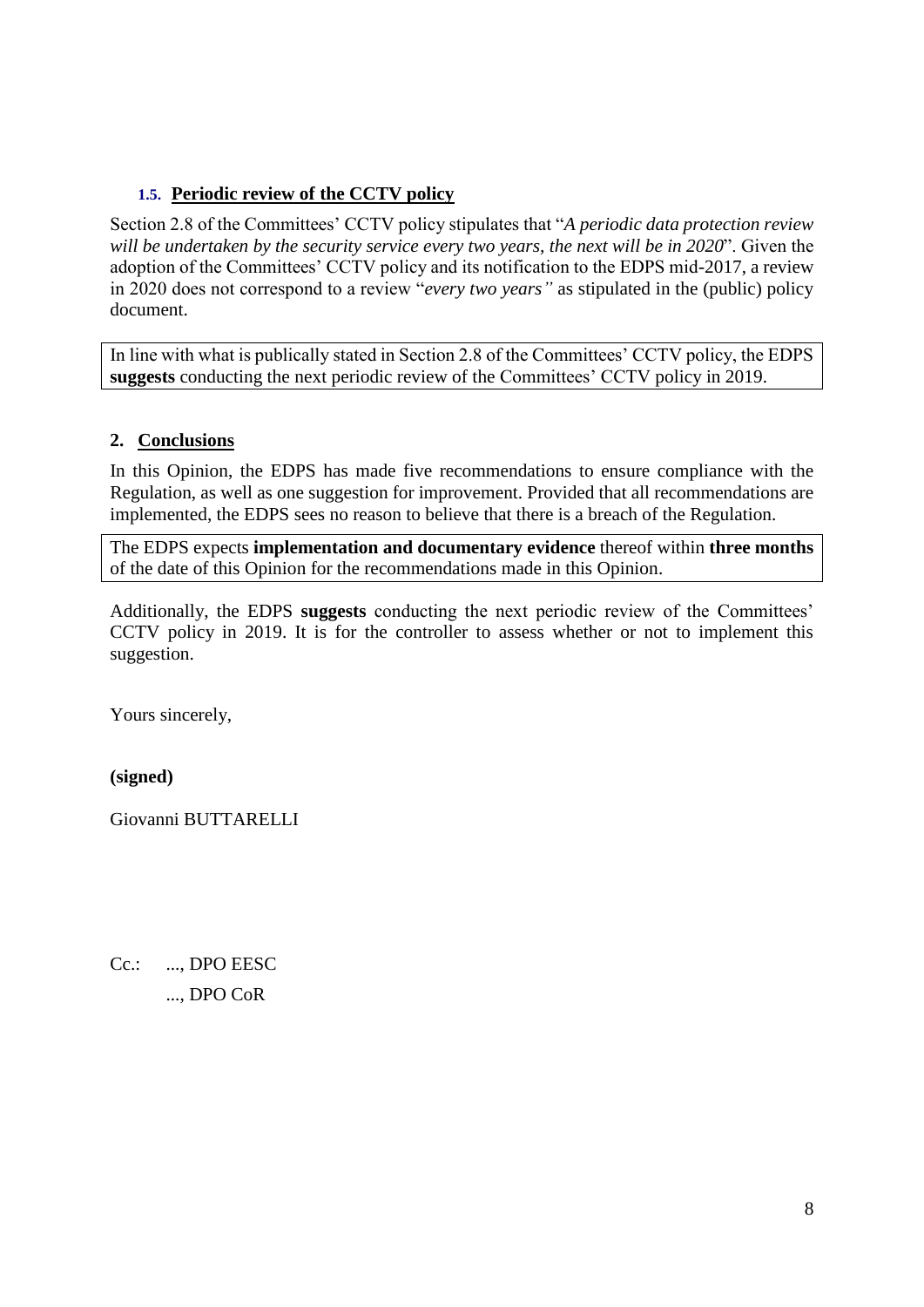### 1.5. Periodic review of the CCTV policy

Section 2.8 of the Committees' CCTV policy stipulates that "*A periodic data protection review will be undertaken by the security service every two years, the next will be in 2020*". Given the adoption of the Committees' CCTV policy and its notification to the EDPS mid-2017, a review in 2020 does not correspond to a review "*every two years"* as stipulated in the (public) policy document.

In line with what is publically stated in Section 2.8 of the Committees' CCTV policy, the EDPS **suggests** conducting the next periodic review of the Committees' CCTV policy in 2019.

## 2. Conclusions

In this Opinion, the EDPS has made five recommendations to ensure compliance with the Regulation, as well as one suggestion for improvement. Provided that all recommendations are implemented, the EDPS sees no reason to believe that there is a breach of the Regulation.

The EDPS expects **implementation and documentary evidence** thereof within **three months** of the date of this Opinion for the recommendations made in this Opinion.

Additionally, the EDPS **suggests** conducting the next periodic review of the Committees' CCTV policy in 2019. It is for the controller to assess whether or not to implement this suggestion.

Yours sincerely,

**(signed)**

Giovanni BUTTARELLI

Cc.: ..., DPO EESC

..., DPO CoR